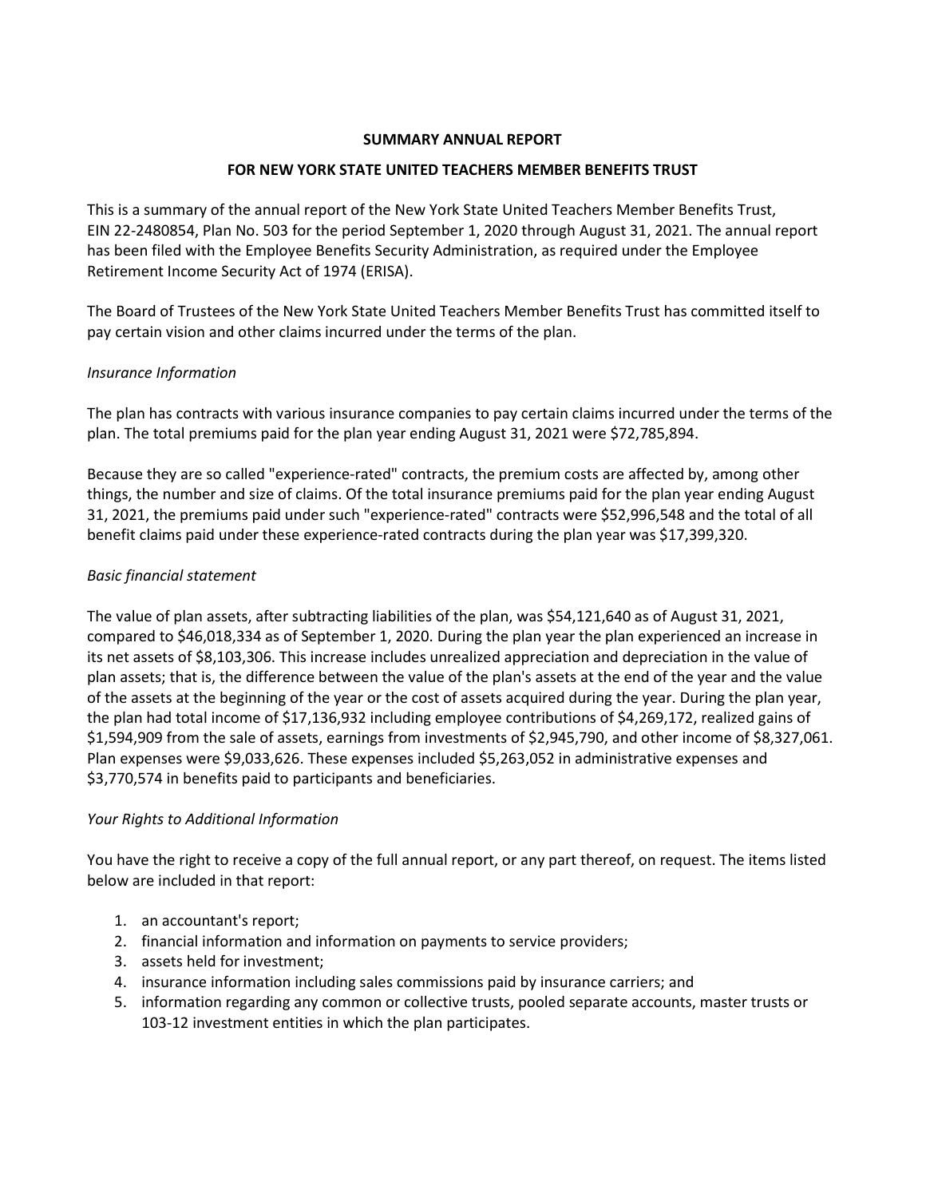**SUMMARY ANNUAL REPORT**

**FOR NEW YORK STATE UNITED TEACHERS MEMBER BENEFITS TRUST**

This is a summary of the annual report of the New York State United Teachers Member Benefits Trust, EIN 22-2480854, Plan No. 503 for the period September 1, 2020 through August 31, 2021. The annual report has been filed with the Employee Benefits Security Administration, as required under the Employee Retirement Income Security Act of 1974 (ERISA).

The Board of Trustees of the New York State United Teachers Member Benefits Trust has committed itself to pay certain vision and other claims incurred under the terms of the plan.

*Insurance Information*

The plan has contracts with various insurance companies to pay certain claims incurred under the terms of the plan. The total premiums paid for the plan year ending August 31, 2021 were $72,785,894.

Because they are so called "experience-rated" contracts, the premium costs are affected by, among other things, the number and size of claims. Of the total insurance premiums paid for the plan year ending August 31, 2021, the premiums paid under such "experience-rated" contracts were $52,996,548 and the total of all benefit claims paid under these experience-rated contracts during the plan year was $17,399,320.

*Basic financial statement*

The value of plan assets, after subtracting liabilities of the plan, was $54,121,640 as of August 31, 2021, compared to $46,018,334 as of September 1, 2020. During the plan year the plan experienced an increase in its net assets of $8,103,306. This increase includes unrealized appreciation and depreciation in the value of plan assets; that is, the difference between the value of the plan's assets at the end of the year and the value of the assets at the beginning of the year or the cost of assets acquired during the year. During the plan year, the plan had total income of $17,136,932 including employee contributions of $4,269,172, realized gains of $1,594,909 from the sale of assets, earnings from investments of $2,945,790, and other income of $8,327,061. Plan expenses were $9,033,626. These expenses included $5,263,052 in administrative expenses and $3,770,574 in benefits paid to participants and beneficiaries.

*Your Rights to Additional Information*

You have the right to receive a copy of the full annual report, or any part thereof, on request. The items listed below are included in that report:

1. an accountant's report;
2. financial information and information on payments to service providers;
3. assets held for investment;
4. insurance information including sales commissions paid by insurance carriers; and
5. information regarding any common or collective trusts, pooled separate accounts, master trusts or 103-12 investment entities in which the plan participates.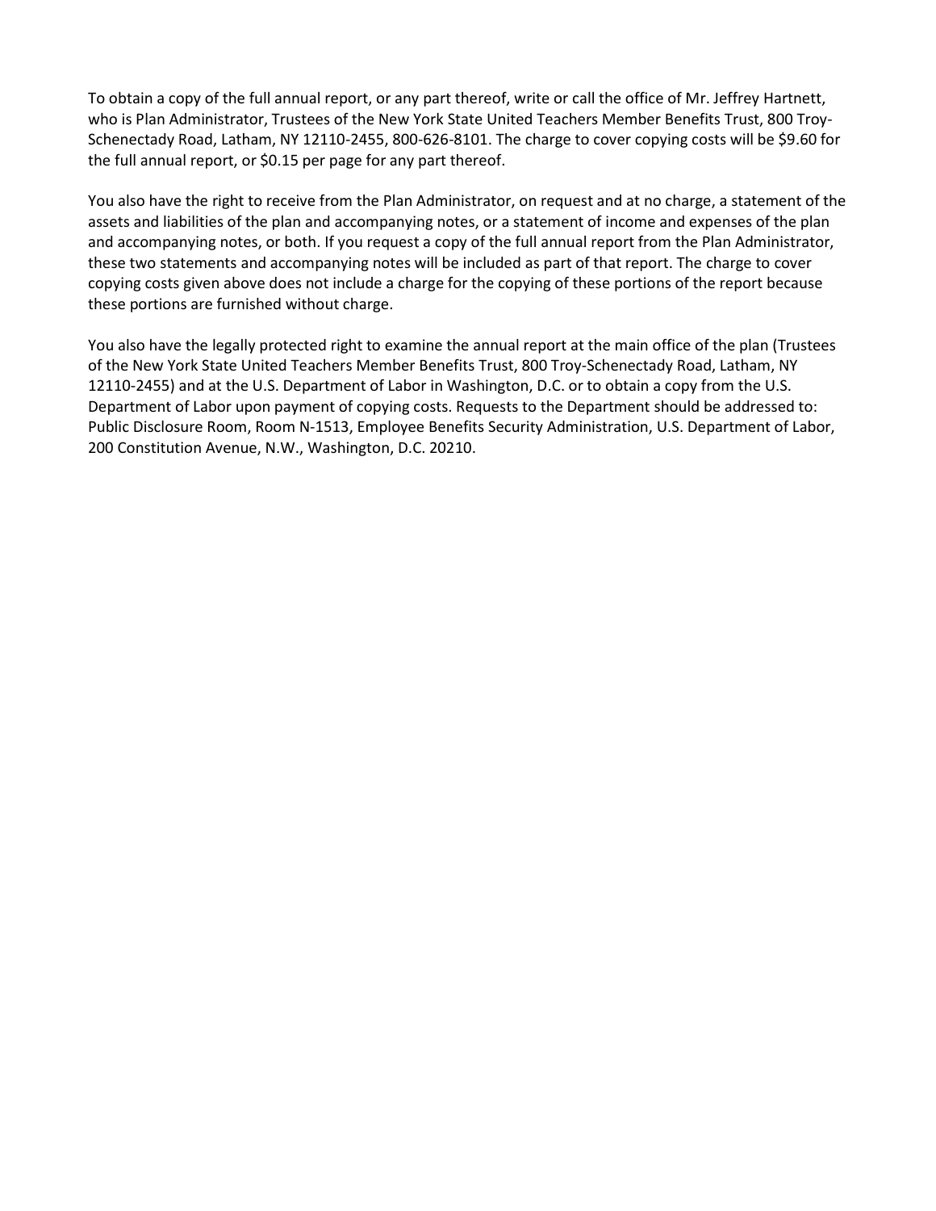To obtain a copy of the full annual report, or any part thereof, write or call the office of Mr. Jeffrey Hartnett, who is Plan Administrator, Trustees of the New York State United Teachers Member Benefits Trust, 800 Troy-Schenectady Road, Latham, NY 12110-2455, 800-626-8101. The charge to cover copying costs will be $9.60 for the full annual report, or $0.15 per page for any part thereof.

You also have the right to receive from the Plan Administrator, on request and at no charge, a statement of the assets and liabilities of the plan and accompanying notes, or a statement of income and expenses of the plan and accompanying notes, or both. If you request a copy of the full annual report from the Plan Administrator, these two statements and accompanying notes will be included as part of that report. The charge to cover copying costs given above does not include a charge for the copying of these portions of the report because these portions are furnished without charge.

You also have the legally protected right to examine the annual report at the main office of the plan (Trustees of the New York State United Teachers Member Benefits Trust, 800 Troy-Schenectady Road, Latham, NY 12110-2455) and at the U.S. Department of Labor in Washington, D.C. or to obtain a copy from the U.S. Department of Labor upon payment of copying costs. Requests to the Department should be addressed to: Public Disclosure Room, Room N-1513, Employee Benefits Security Administration, U.S. Department of Labor, 200 Constitution Avenue, N.W., Washington, D.C. 20210.